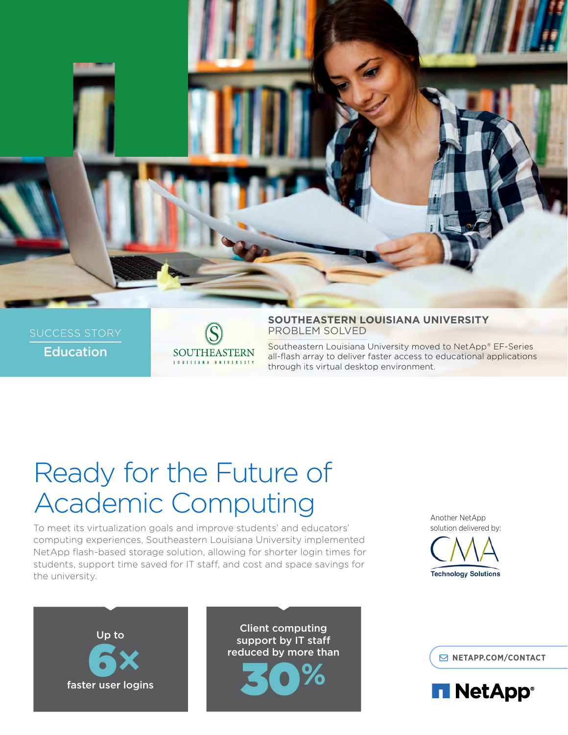SUCCESS STORY

**Education**

SOUTHEASTERN LOUISIANA UNIVERSITY

**SOUTHEASTERN LOUISIANA UNIVERSITY**
PROBLEM SOLVED

Southeastern Louisiana University moved to NetApp® EF-Series all-flash array to deliver faster access to educational applications through its virtual desktop environment.

# Ready for the Future of Academic Computing

To meet its virtualization goals and improve students' and educators' computing experiences, Southeastern Louisiana University implemented NetApp flash-based storage solution, allowing for shorter login times for students, support time saved for IT staff, and cost and space savings for the university.

Up to **6×** faster user logins

Client computing support by IT staff reduced by more than **30%**

Another NetApp solution delivered by: CMA Technology Solutions

NETAPP.COM/CONTACT

NetApp®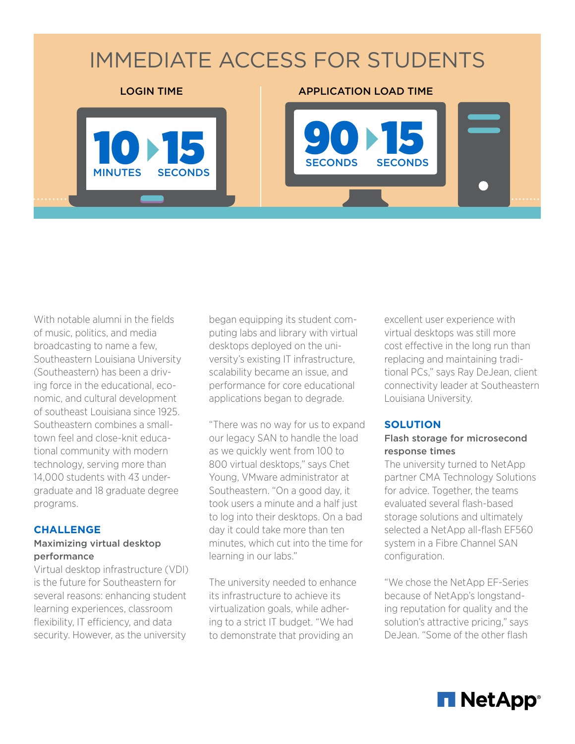# IMMEDIATE ACCESS FOR STUDENTS

**LOGIN TIME**

10 MINUTES ▸ 15 SECONDS

**APPLICATION LOAD TIME**

90 SECONDS ▸ 15 SECONDS

With notable alumni in the fields of music, politics, and media broadcasting to name a few, Southeastern Louisiana University (Southeastern) has been a driving force in the educational, economic, and cultural development of southeast Louisiana since 1925. Southeastern combines a small-town feel and close-knit educational community with modern technology, serving more than 14,000 students with 43 undergraduate and 18 graduate degree programs.

## CHALLENGE

### Maximizing virtual desktop performance

Virtual desktop infrastructure (VDI) is the future for Southeastern for several reasons: enhancing student learning experiences, classroom flexibility, IT efficiency, and data security. However, as the university began equipping its student computing labs and library with virtual desktops deployed on the university's existing IT infrastructure, scalability became an issue, and performance for core educational applications began to degrade.

"There was no way for us to expand our legacy SAN to handle the load as we quickly went from 100 to 800 virtual desktops," says Chet Young, VMware administrator at Southeastern. "On a good day, it took users a minute and a half just to log into their desktops. On a bad day it could take more than ten minutes, which cut into the time for learning in our labs."

The university needed to enhance its infrastructure to achieve its virtualization goals, while adhering to a strict IT budget. "We had to demonstrate that providing an excellent user experience with virtual desktops was still more cost effective in the long run than replacing and maintaining traditional PCs," says Ray DeJean, client connectivity leader at Southeastern Louisiana University.

## SOLUTION

### Flash storage for microsecond response times

The university turned to NetApp partner CMA Technology Solutions for advice. Together, the teams evaluated several flash-based storage solutions and ultimately selected a NetApp all-flash EF560 system in a Fibre Channel SAN configuration.

"We chose the NetApp EF-Series because of NetApp's longstanding reputation for quality and the solution's attractive pricing," says DeJean. "Some of the other flash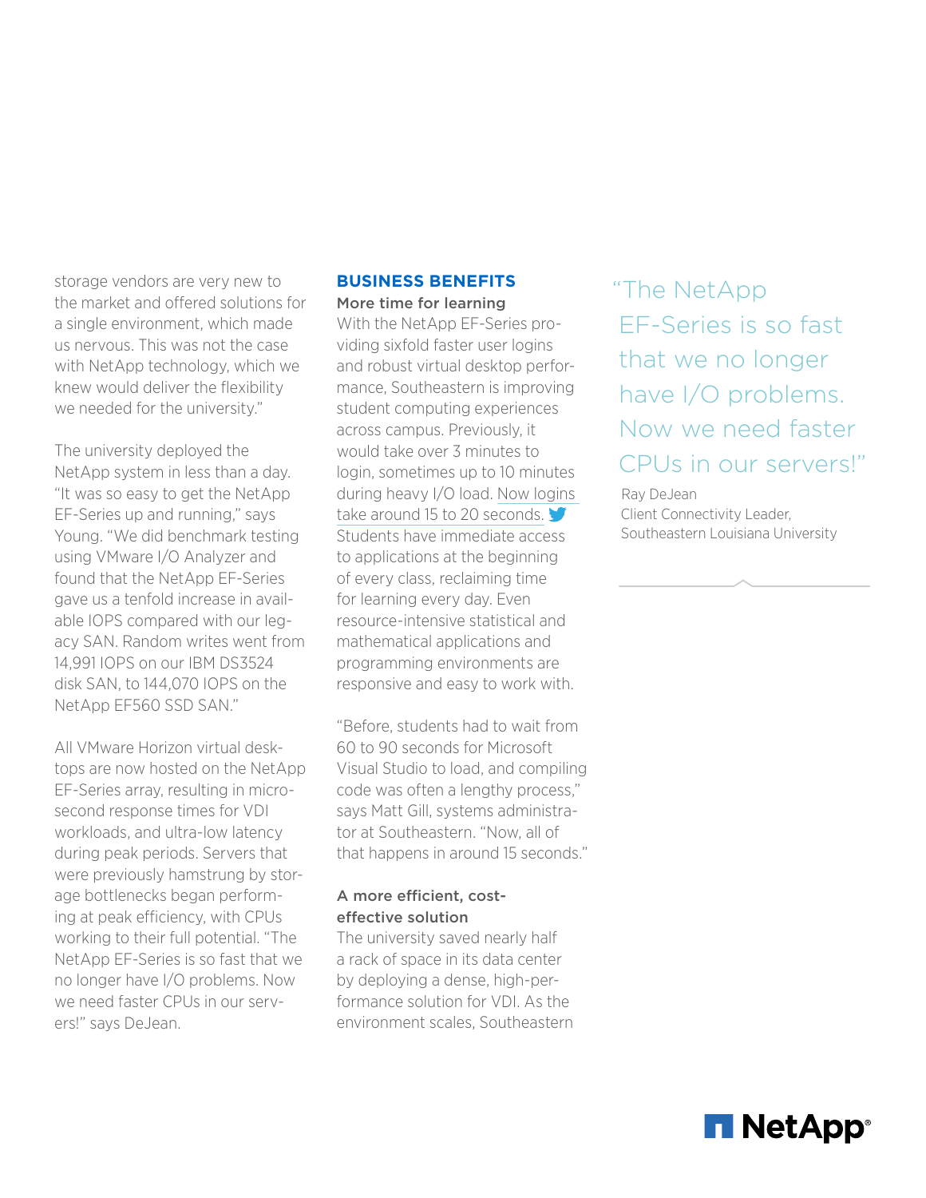storage vendors are very new to the market and offered solutions for a single environment, which made us nervous. This was not the case with NetApp technology, which we knew would deliver the flexibility we needed for the university."

The university deployed the NetApp system in less than a day. "It was so easy to get the NetApp EF-Series up and running," says Young. "We did benchmark testing using VMware I/O Analyzer and found that the NetApp EF-Series gave us a tenfold increase in available IOPS compared with our legacy SAN. Random writes went from 14,991 IOPS on our IBM DS3524 disk SAN, to 144,070 IOPS on the NetApp EF560 SSD SAN."

All VMware Horizon virtual desktops are now hosted on the NetApp EF-Series array, resulting in microsecond response times for VDI workloads, and ultra-low latency during peak periods. Servers that were previously hamstrung by storage bottlenecks began performing at peak efficiency, with CPUs working to their full potential. "The NetApp EF-Series is so fast that we no longer have I/O problems. Now we need faster CPUs in our servers!" says DeJean.

## BUSINESS BENEFITS

**More time for learning**

With the NetApp EF-Series providing sixfold faster user logins and robust virtual desktop performance, Southeastern is improving student computing experiences across campus. Previously, it would take over 3 minutes to login, sometimes up to 10 minutes during heavy I/O load. Now logins take around 15 to 20 seconds. Students have immediate access to applications at the beginning of every class, reclaiming time for learning every day. Even resource-intensive statistical and mathematical applications and programming environments are responsive and easy to work with.

"Before, students had to wait from 60 to 90 seconds for Microsoft Visual Studio to load, and compiling code was often a lengthy process," says Matt Gill, systems administrator at Southeastern. "Now, all of that happens in around 15 seconds."

**A more efficient, cost-effective solution**

The university saved nearly half a rack of space in its data center by deploying a dense, high-performance solution for VDI. As the environment scales, Southeastern

> "The NetApp EF-Series is so fast that we no longer have I/O problems. Now we need faster CPUs in our servers!"
>
> Ray DeJean
> Client Connectivity Leader,
> Southeastern Louisiana University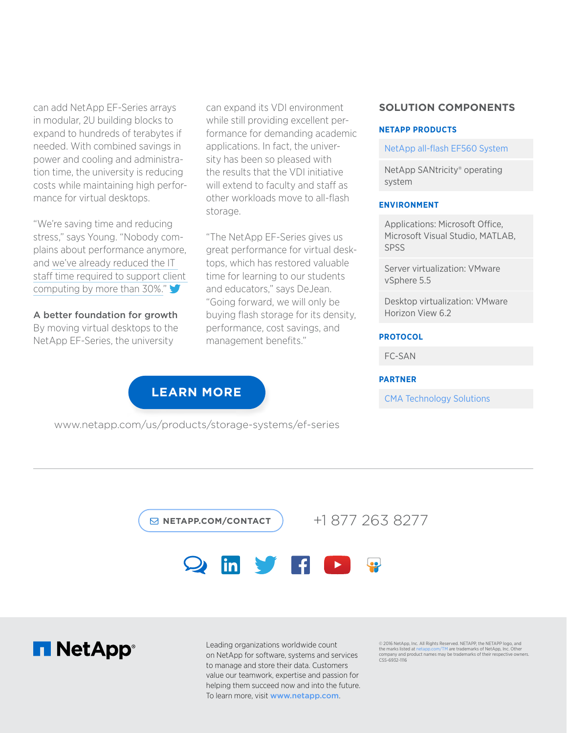can add NetApp EF-Series arrays in modular, 2U building blocks to expand to hundreds of terabytes if needed. With combined savings in power and cooling and administration time, the university is reducing costs while maintaining high performance for virtual desktops.

"We're saving time and reducing stress," says Young. "Nobody complains about performance anymore, and we've already reduced the IT staff time required to support client computing by more than 30%."

**A better foundation for growth**
By moving virtual desktops to the NetApp EF-Series, the university can expand its VDI environment while still providing excellent performance for demanding academic applications. In fact, the university has been so pleased with the results that the VDI initiative will extend to faculty and staff as other workloads move to all-flash storage.

"The NetApp EF-Series gives us great performance for virtual desktops, which has restored valuable time for learning to our students and educators," says DeJean. "Going forward, we will only be buying flash storage for its density, performance, cost savings, and management benefits."

**LEARN MORE**

www.netapp.com/us/products/storage-systems/ef-series

## SOLUTION COMPONENTS

### NETAPP PRODUCTS

- NetApp all-flash EF560 System
- NetApp SANtricity® operating system

### ENVIRONMENT

- Applications: Microsoft Office, Microsoft Visual Studio, MATLAB, SPSS
- Server virtualization: VMware vSphere 5.5
- Desktop virtualization: VMware Horizon View 6.2

### PROTOCOL

- FC-SAN

### PARTNER

- CMA Technology Solutions

---

NETAPP.COM/CONTACT +1 877 263 8277

**NetApp®**

Leading organizations worldwide count on NetApp for software, systems and services to manage and store their data. Customers value our teamwork, expertise and passion for helping them succeed now and into the future. To learn more, visit **www.netapp.com**.

© 2016 NetApp, Inc. All Rights Reserved. NETAPP, the NETAPP logo, and the marks listed at netapp.com/TM are trademarks of NetApp, Inc. Other company and product names may be trademarks of their respective owners. CSS-6932-1116